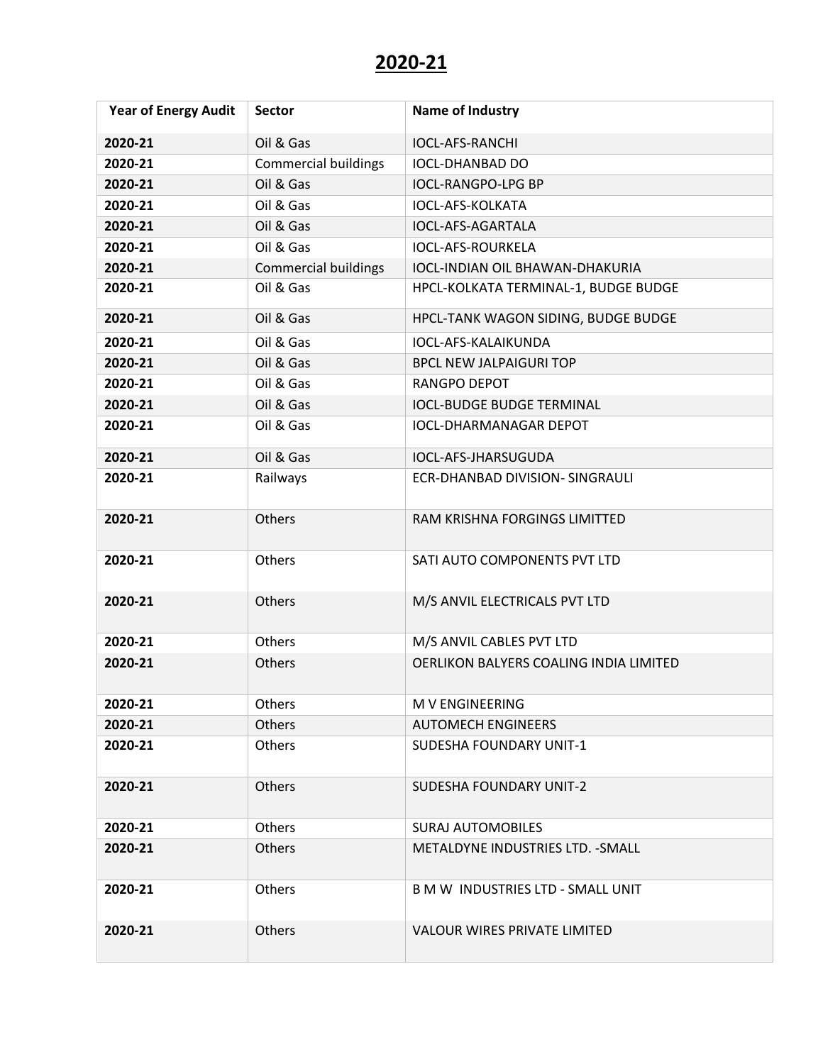# 2020-21

| Year of Energy Audit | Sector | Name of Industry |
|---|---|---|
| **2020-21** | Oil & Gas | IOCL-AFS-RANCHI |
| **2020-21** | Commercial buildings | IOCL-DHANBAD DO |
| **2020-21** | Oil & Gas | IOCL-RANGPO-LPG BP |
| **2020-21** | Oil & Gas | IOCL-AFS-KOLKATA |
| **2020-21** | Oil & Gas | IOCL-AFS-AGARTALA |
| **2020-21** | Oil & Gas | IOCL-AFS-ROURKELA |
| **2020-21** | Commercial buildings | IOCL-INDIAN OIL BHAWAN-DHAKURIA |
| **2020-21** | Oil & Gas | HPCL-KOLKATA TERMINAL-1, BUDGE BUDGE |
| **2020-21** | Oil & Gas | HPCL-TANK WAGON SIDING, BUDGE BUDGE |
| **2020-21** | Oil & Gas | IOCL-AFS-KALAIKUNDA |
| **2020-21** | Oil & Gas | BPCL NEW JALPAIGURI TOP |
| **2020-21** | Oil & Gas | RANGPO DEPOT |
| **2020-21** | Oil & Gas | IOCL-BUDGE BUDGE TERMINAL |
| **2020-21** | Oil & Gas | IOCL-DHARMANAGAR DEPOT |
| **2020-21** | Oil & Gas | IOCL-AFS-JHARSUGUDA |
| **2020-21** | Railways | ECR-DHANBAD DIVISION- SINGRAULI |
| **2020-21** | Others | RAM KRISHNA FORGINGS LIMITTED |
| **2020-21** | Others | SATI AUTO COMPONENTS PVT LTD |
| **2020-21** | Others | M/S ANVIL ELECTRICALS PVT LTD |
| **2020-21** | Others | M/S ANVIL CABLES PVT LTD |
| **2020-21** | Others | OERLIKON BALYERS COALING INDIA LIMITED |
| **2020-21** | Others | M V ENGINEERING |
| **2020-21** | Others | AUTOMECH ENGINEERS |
| **2020-21** | Others | SUDESHA FOUNDARY UNIT-1 |
| **2020-21** | Others | SUDESHA FOUNDARY UNIT-2 |
| **2020-21** | Others | SURAJ AUTOMOBILES |
| **2020-21** | Others | METALDYNE INDUSTRIES LTD. -SMALL |
| **2020-21** | Others | B M W INDUSTRIES LTD - SMALL UNIT |
| **2020-21** | Others | VALOUR WIRES PRIVATE LIMITED |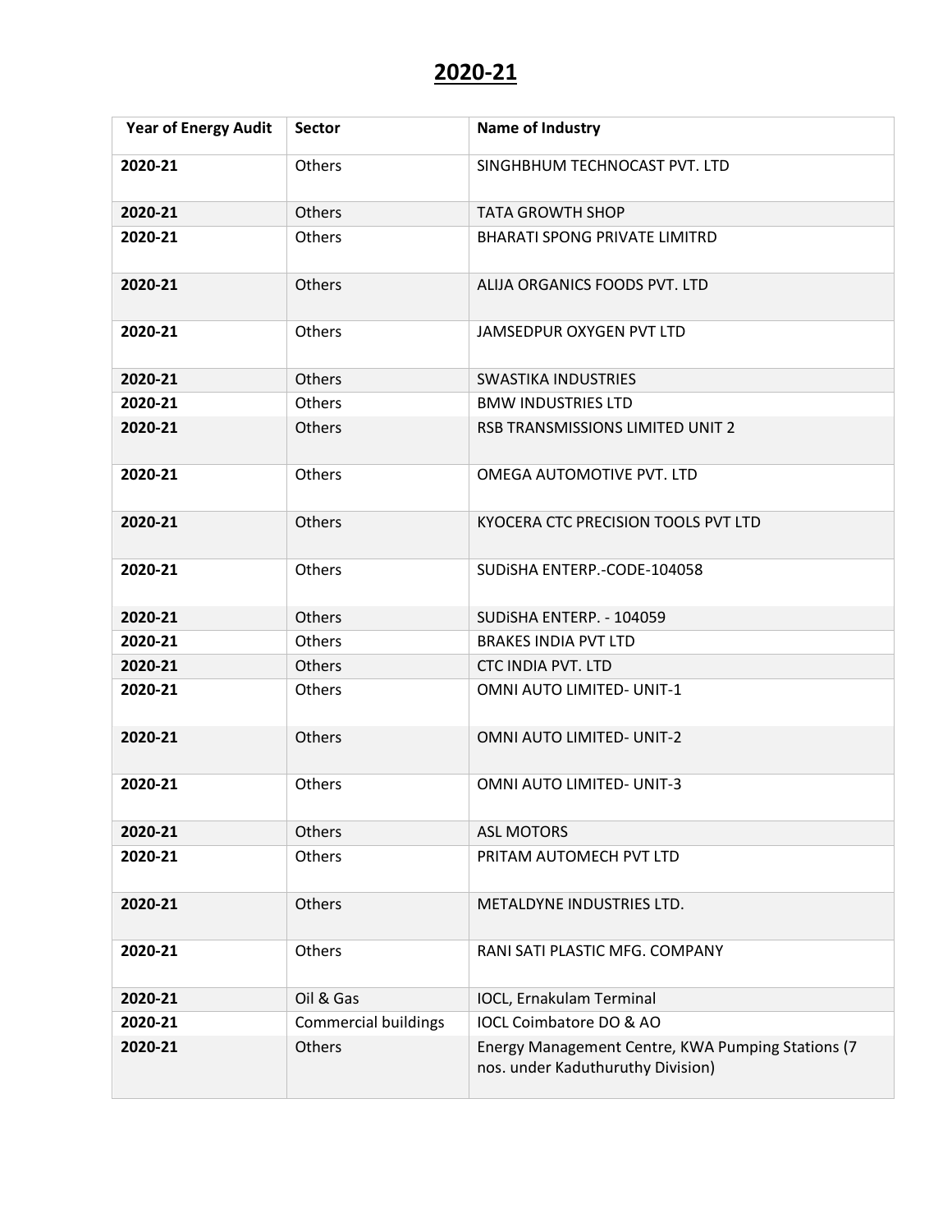# 2020-21

| Year of Energy Audit | Sector | Name of Industry |
|---|---|---|
| 2020-21 | Others | SINGHBHUM TECHNOCAST PVT. LTD |
| 2020-21 | Others | TATA GROWTH SHOP |
| 2020-21 | Others | BHARATI SPONG PRIVATE LIMITRD |
| 2020-21 | Others | ALIJA ORGANICS FOODS PVT. LTD |
| 2020-21 | Others | JAMSEDPUR OXYGEN PVT LTD |
| 2020-21 | Others | SWASTIKA INDUSTRIES |
| 2020-21 | Others | BMW INDUSTRIES LTD |
| 2020-21 | Others | RSB TRANSMISSIONS LIMITED UNIT 2 |
| 2020-21 | Others | OMEGA AUTOMOTIVE PVT. LTD |
| 2020-21 | Others | KYOCERA CTC PRECISION TOOLS PVT LTD |
| 2020-21 | Others | SUDiSHA ENTERP.-CODE-104058 |
| 2020-21 | Others | SUDiSHA ENTERP. - 104059 |
| 2020-21 | Others | BRAKES INDIA PVT LTD |
| 2020-21 | Others | CTC INDIA PVT. LTD |
| 2020-21 | Others | OMNI AUTO LIMITED- UNIT-1 |
| 2020-21 | Others | OMNI AUTO LIMITED- UNIT-2 |
| 2020-21 | Others | OMNI AUTO LIMITED- UNIT-3 |
| 2020-21 | Others | ASL MOTORS |
| 2020-21 | Others | PRITAM AUTOMECH PVT LTD |
| 2020-21 | Others | METALDYNE INDUSTRIES LTD. |
| 2020-21 | Others | RANI SATI PLASTIC MFG. COMPANY |
| 2020-21 | Oil & Gas | IOCL, Ernakulam Terminal |
| 2020-21 | Commercial buildings | IOCL Coimbatore DO & AO |
| 2020-21 | Others | Energy Management Centre, KWA Pumping Stations (7 nos. under Kaduthuruthy Division) |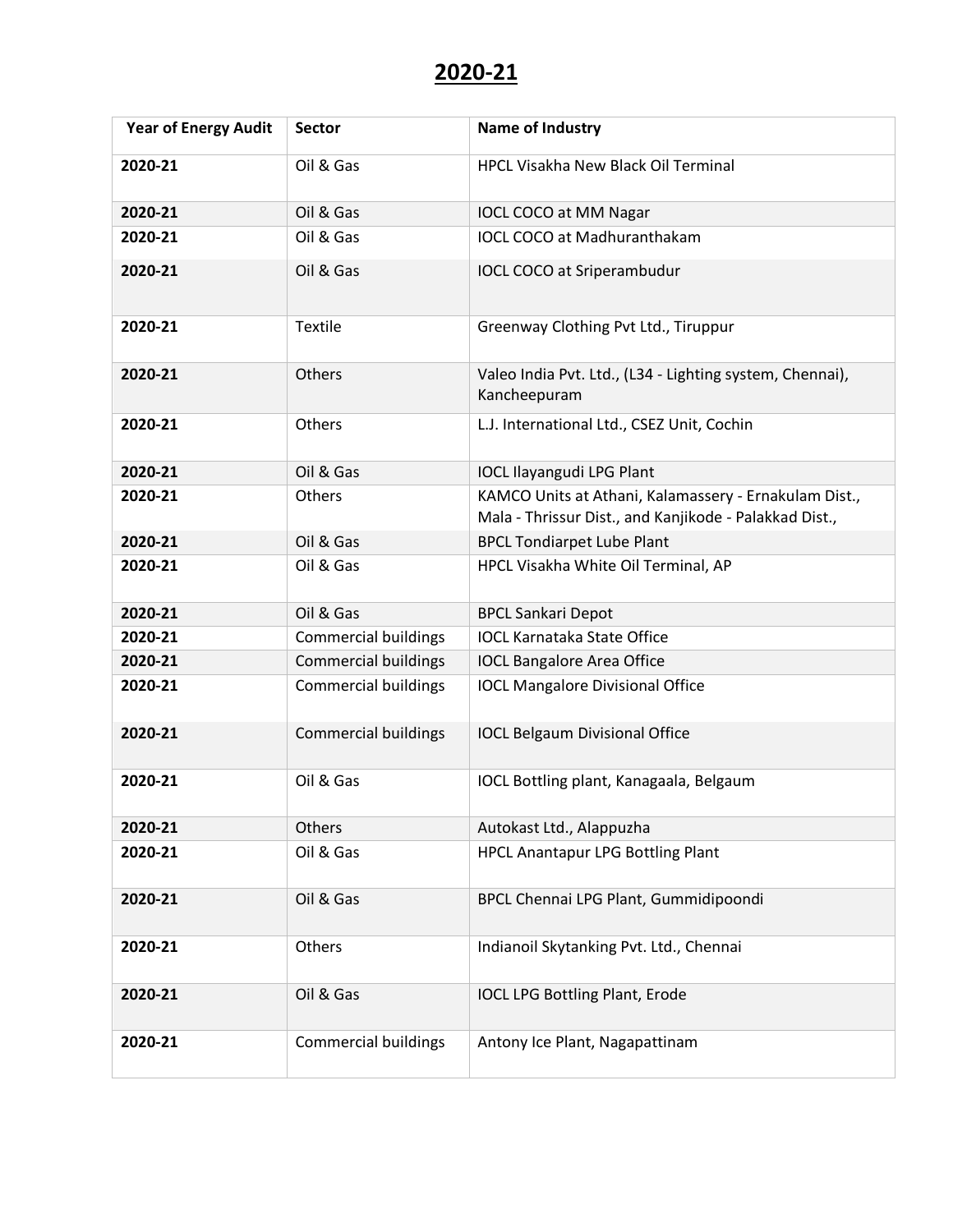# 2020-21

| Year of Energy Audit | Sector | Name of Industry |
|---|---|---|
| 2020-21 | Oil & Gas | HPCL Visakha New Black Oil Terminal |
| 2020-21 | Oil & Gas | IOCL COCO at MM Nagar |
| 2020-21 | Oil & Gas | IOCL COCO at Madhuranthakam |
| 2020-21 | Oil & Gas | IOCL COCO at Sriperambudur |
| 2020-21 | Textile | Greenway Clothing Pvt Ltd., Tiruppur |
| 2020-21 | Others | Valeo India Pvt. Ltd., (L34 - Lighting system, Chennai), Kancheepuram |
| 2020-21 | Others | L.J. International Ltd., CSEZ Unit, Cochin |
| 2020-21 | Oil & Gas | IOCL Ilayangudi LPG Plant |
| 2020-21 | Others | KAMCO Units at Athani, Kalamassery - Ernakulam Dist., Mala - Thrissur Dist., and Kanjikode - Palakkad Dist., |
| 2020-21 | Oil & Gas | BPCL Tondiarpet Lube Plant |
| 2020-21 | Oil & Gas | HPCL Visakha White Oil Terminal, AP |
| 2020-21 | Oil & Gas | BPCL Sankari Depot |
| 2020-21 | Commercial buildings | IOCL Karnataka State Office |
| 2020-21 | Commercial buildings | IOCL Bangalore Area Office |
| 2020-21 | Commercial buildings | IOCL Mangalore Divisional Office |
| 2020-21 | Commercial buildings | IOCL Belgaum Divisional Office |
| 2020-21 | Oil & Gas | IOCL Bottling plant, Kanagaala, Belgaum |
| 2020-21 | Others | Autokast Ltd., Alappuzha |
| 2020-21 | Oil & Gas | HPCL Anantapur LPG Bottling Plant |
| 2020-21 | Oil & Gas | BPCL Chennai LPG Plant, Gummidipoondi |
| 2020-21 | Others | Indianoil Skytanking Pvt. Ltd., Chennai |
| 2020-21 | Oil & Gas | IOCL LPG Bottling Plant, Erode |
| 2020-21 | Commercial buildings | Antony Ice Plant, Nagapattinam |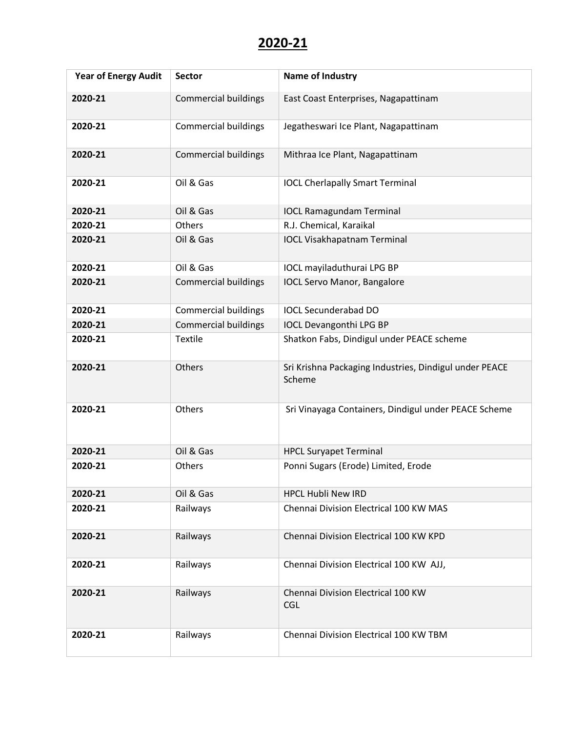# 2020-21

| Year of Energy Audit | Sector | Name of Industry |
|---|---|---|
| **2020-21** | Commercial buildings | East Coast Enterprises, Nagapattinam |
| **2020-21** | Commercial buildings | Jegatheswari Ice Plant, Nagapattinam |
| **2020-21** | Commercial buildings | Mithraa Ice Plant, Nagapattinam |
| **2020-21** | Oil & Gas | IOCL Cherlapally Smart Terminal |
| **2020-21** | Oil & Gas | IOCL Ramagundam Terminal |
| **2020-21** | Others | R.J. Chemical, Karaikal |
| **2020-21** | Oil & Gas | IOCL Visakhapatnam Terminal |
| **2020-21** | Oil & Gas | IOCL mayiladuthurai LPG BP |
| **2020-21** | Commercial buildings | IOCL Servo Manor, Bangalore |
| **2020-21** | Commercial buildings | IOCL Secunderabad DO |
| **2020-21** | Commercial buildings | IOCL Devangonthi LPG BP |
| **2020-21** | Textile | Shatkon Fabs, Dindigul under PEACE scheme |
| **2020-21** | Others | Sri Krishna Packaging Industries, Dindigul under PEACE Scheme |
| **2020-21** | Others | Sri Vinayaga Containers, Dindigul under PEACE Scheme |
| **2020-21** | Oil & Gas | HPCL Suryapet Terminal |
| **2020-21** | Others | Ponni Sugars (Erode) Limited, Erode |
| **2020-21** | Oil & Gas | HPCL Hubli New IRD |
| **2020-21** | Railways | Chennai Division Electrical 100 KW MAS |
| **2020-21** | Railways | Chennai Division Electrical 100 KW KPD |
| **2020-21** | Railways | Chennai Division Electrical 100 KW AJJ, |
| **2020-21** | Railways | Chennai Division Electrical 100 KW CGL |
| **2020-21** | Railways | Chennai Division Electrical 100 KW TBM |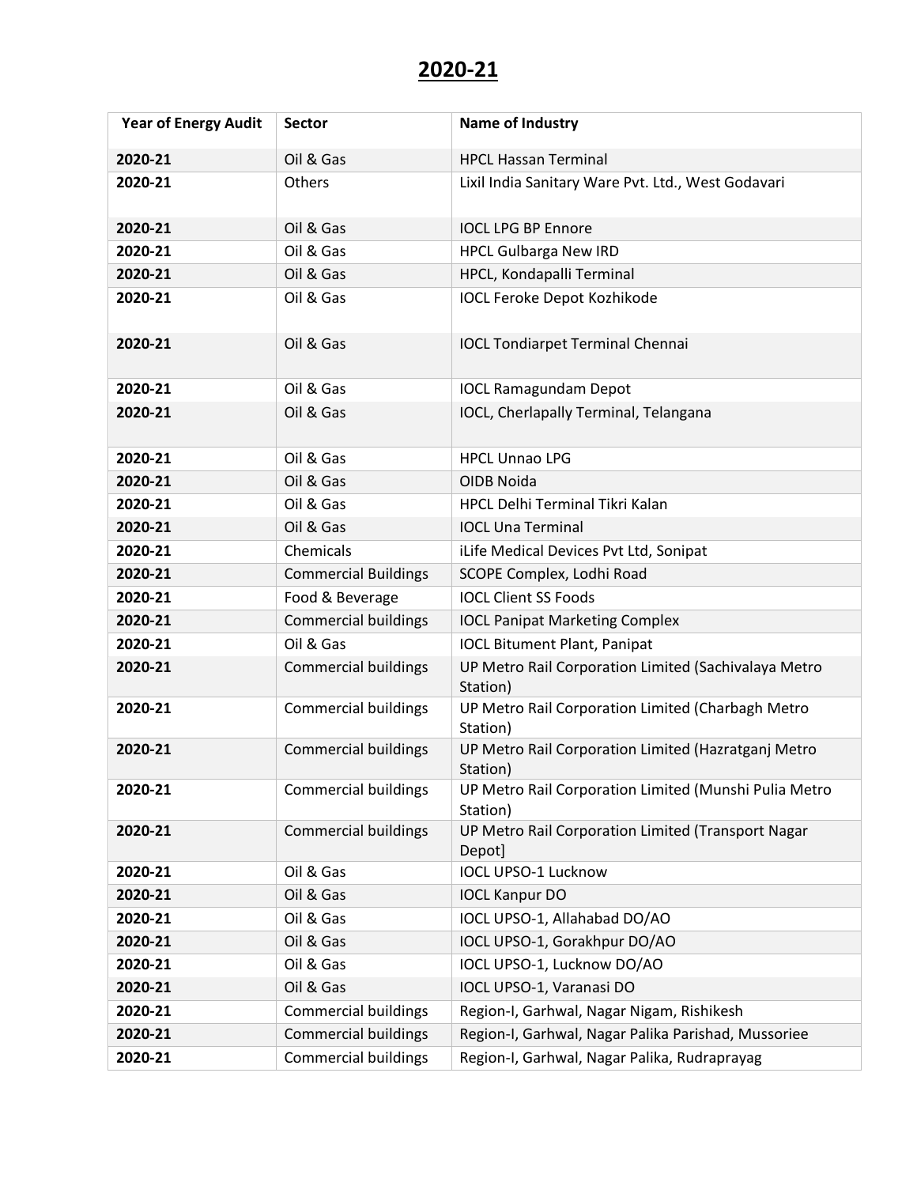# 2020-21

| Year of Energy Audit | Sector | Name of Industry |
|---|---|---|
| **2020-21** | Oil & Gas | HPCL Hassan Terminal |
| **2020-21** | Others | Lixil India Sanitary Ware Pvt. Ltd., West Godavari |
| **2020-21** | Oil & Gas | IOCL LPG BP Ennore |
| **2020-21** | Oil & Gas | HPCL Gulbarga New IRD |
| **2020-21** | Oil & Gas | HPCL, Kondapalli Terminal |
| **2020-21** | Oil & Gas | IOCL Feroke Depot Kozhikode |
| **2020-21** | Oil & Gas | IOCL Tondiarpet Terminal Chennai |
| **2020-21** | Oil & Gas | IOCL Ramagundam Depot |
| **2020-21** | Oil & Gas | IOCL, Cherlapally Terminal, Telangana |
| **2020-21** | Oil & Gas | HPCL Unnao LPG |
| **2020-21** | Oil & Gas | OIDB Noida |
| **2020-21** | Oil & Gas | HPCL Delhi Terminal Tikri Kalan |
| **2020-21** | Oil & Gas | IOCL Una Terminal |
| **2020-21** | Chemicals | iLife Medical Devices Pvt Ltd, Sonipat |
| **2020-21** | Commercial Buildings | SCOPE Complex, Lodhi Road |
| **2020-21** | Food & Beverage | IOCL Client SS Foods |
| **2020-21** | Commercial buildings | IOCL Panipat Marketing Complex |
| **2020-21** | Oil & Gas | IOCL Bitument Plant, Panipat |
| **2020-21** | Commercial buildings | UP Metro Rail Corporation Limited (Sachivalaya Metro Station) |
| **2020-21** | Commercial buildings | UP Metro Rail Corporation Limited (Charbagh Metro Station) |
| **2020-21** | Commercial buildings | UP Metro Rail Corporation Limited (Hazratganj Metro Station) |
| **2020-21** | Commercial buildings | UP Metro Rail Corporation Limited (Munshi Pulia Metro Station) |
| **2020-21** | Commercial buildings | UP Metro Rail Corporation Limited (Transport Nagar Depot] |
| **2020-21** | Oil & Gas | IOCL UPSO-1 Lucknow |
| **2020-21** | Oil & Gas | IOCL Kanpur DO |
| **2020-21** | Oil & Gas | IOCL UPSO-1, Allahabad DO/AO |
| **2020-21** | Oil & Gas | IOCL UPSO-1, Gorakhpur DO/AO |
| **2020-21** | Oil & Gas | IOCL UPSO-1, Lucknow DO/AO |
| **2020-21** | Oil & Gas | IOCL UPSO-1, Varanasi DO |
| **2020-21** | Commercial buildings | Region-I, Garhwal, Nagar Nigam, Rishikesh |
| **2020-21** | Commercial buildings | Region-I, Garhwal, Nagar Palika Parishad, Mussoriee |
| **2020-21** | Commercial buildings | Region-I, Garhwal, Nagar Palika, Rudraprayag |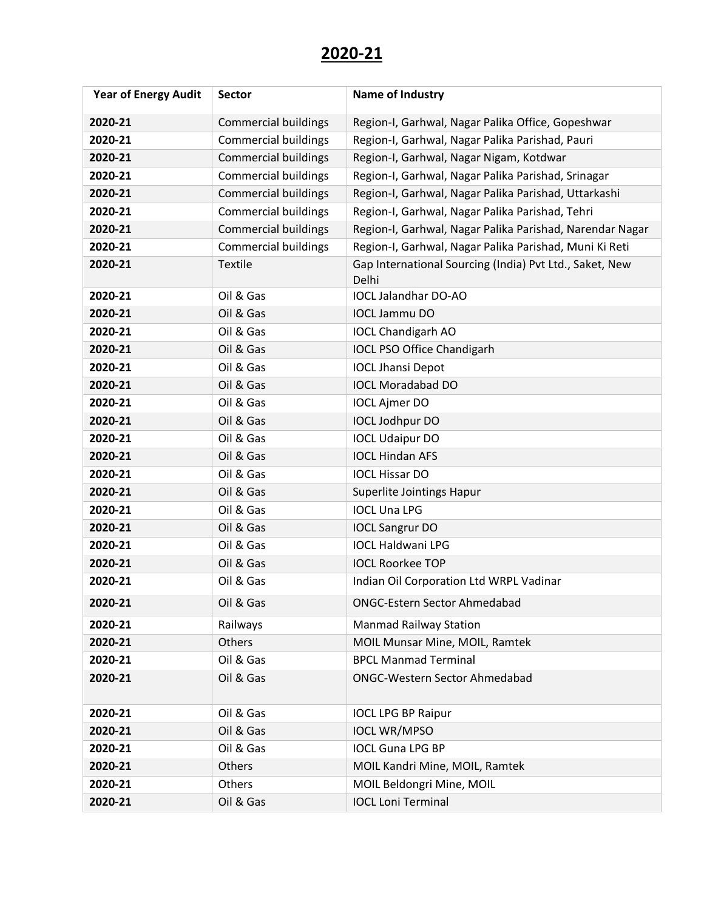# 2020-21

| Year of Energy Audit | Sector | Name of Industry |
|---|---|---|
| 2020-21 | Commercial buildings | Region-I, Garhwal, Nagar Palika Office, Gopeshwar |
| 2020-21 | Commercial buildings | Region-I, Garhwal, Nagar Palika Parishad, Pauri |
| 2020-21 | Commercial buildings | Region-I, Garhwal, Nagar Nigam, Kotdwar |
| 2020-21 | Commercial buildings | Region-I, Garhwal, Nagar Palika Parishad, Srinagar |
| 2020-21 | Commercial buildings | Region-I, Garhwal, Nagar Palika Parishad, Uttarkashi |
| 2020-21 | Commercial buildings | Region-I, Garhwal, Nagar Palika Parishad, Tehri |
| 2020-21 | Commercial buildings | Region-I, Garhwal, Nagar Palika Parishad, Narendar Nagar |
| 2020-21 | Commercial buildings | Region-I, Garhwal, Nagar Palika Parishad, Muni Ki Reti |
| 2020-21 | Textile | Gap International Sourcing (India) Pvt Ltd., Saket, New Delhi |
| 2020-21 | Oil & Gas | IOCL Jalandhar DO-AO |
| 2020-21 | Oil & Gas | IOCL Jammu DO |
| 2020-21 | Oil & Gas | IOCL Chandigarh AO |
| 2020-21 | Oil & Gas | IOCL PSO Office Chandigarh |
| 2020-21 | Oil & Gas | IOCL Jhansi Depot |
| 2020-21 | Oil & Gas | IOCL Moradabad DO |
| 2020-21 | Oil & Gas | IOCL Ajmer DO |
| 2020-21 | Oil & Gas | IOCL Jodhpur DO |
| 2020-21 | Oil & Gas | IOCL Udaipur DO |
| 2020-21 | Oil & Gas | IOCL Hindan AFS |
| 2020-21 | Oil & Gas | IOCL Hissar DO |
| 2020-21 | Oil & Gas | Superlite Jointings Hapur |
| 2020-21 | Oil & Gas | IOCL Una LPG |
| 2020-21 | Oil & Gas | IOCL Sangrur DO |
| 2020-21 | Oil & Gas | IOCL Haldwani LPG |
| 2020-21 | Oil & Gas | IOCL Roorkee TOP |
| 2020-21 | Oil & Gas | Indian Oil Corporation Ltd WRPL Vadinar |
| 2020-21 | Oil & Gas | ONGC-Estern Sector Ahmedabad |
| 2020-21 | Railways | Manmad Railway Station |
| 2020-21 | Others | MOIL Munsar Mine, MOIL, Ramtek |
| 2020-21 | Oil & Gas | BPCL Manmad Terminal |
| 2020-21 | Oil & Gas | ONGC-Western Sector Ahmedabad |
| 2020-21 | Oil & Gas | IOCL LPG BP Raipur |
| 2020-21 | Oil & Gas | IOCL WR/MPSO |
| 2020-21 | Oil & Gas | IOCL Guna LPG BP |
| 2020-21 | Others | MOIL Kandri Mine, MOIL, Ramtek |
| 2020-21 | Others | MOIL Beldongri Mine, MOIL |
| 2020-21 | Oil & Gas | IOCL Loni Terminal |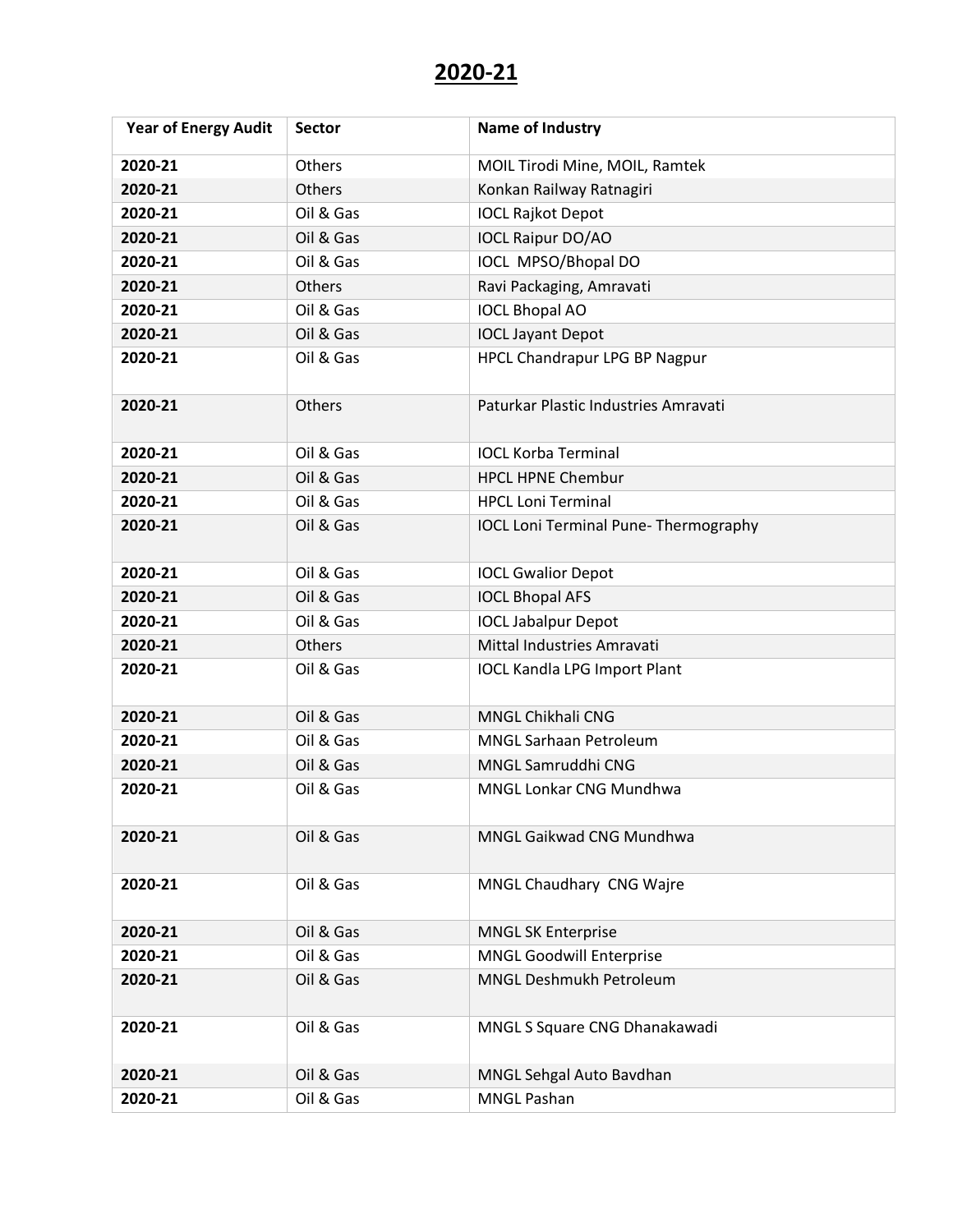# 2020-21

| Year of Energy Audit | Sector | Name of Industry |
|---|---|---|
| **2020-21** | Others | MOIL Tirodi Mine, MOIL, Ramtek |
| **2020-21** | Others | Konkan Railway Ratnagiri |
| **2020-21** | Oil & Gas | IOCL Rajkot Depot |
| **2020-21** | Oil & Gas | IOCL Raipur DO/AO |
| **2020-21** | Oil & Gas | IOCL MPSO/Bhopal DO |
| **2020-21** | Others | Ravi Packaging, Amravati |
| **2020-21** | Oil & Gas | IOCL Bhopal AO |
| **2020-21** | Oil & Gas | IOCL Jayant Depot |
| **2020-21** | Oil & Gas | HPCL Chandrapur LPG BP Nagpur |
| **2020-21** | Others | Paturkar Plastic Industries Amravati |
| **2020-21** | Oil & Gas | IOCL Korba Terminal |
| **2020-21** | Oil & Gas | HPCL HPNE Chembur |
| **2020-21** | Oil & Gas | HPCL Loni Terminal |
| **2020-21** | Oil & Gas | IOCL Loni Terminal Pune- Thermography |
| **2020-21** | Oil & Gas | IOCL Gwalior Depot |
| **2020-21** | Oil & Gas | IOCL Bhopal AFS |
| **2020-21** | Oil & Gas | IOCL Jabalpur Depot |
| **2020-21** | Others | Mittal Industries Amravati |
| **2020-21** | Oil & Gas | IOCL Kandla LPG Import Plant |
| **2020-21** | Oil & Gas | MNGL Chikhali CNG |
| **2020-21** | Oil & Gas | MNGL Sarhaan Petroleum |
| **2020-21** | Oil & Gas | MNGL Samruddhi CNG |
| **2020-21** | Oil & Gas | MNGL Lonkar CNG Mundhwa |
| **2020-21** | Oil & Gas | MNGL Gaikwad CNG Mundhwa |
| **2020-21** | Oil & Gas | MNGL Chaudhary CNG Wajre |
| **2020-21** | Oil & Gas | MNGL SK Enterprise |
| **2020-21** | Oil & Gas | MNGL Goodwill Enterprise |
| **2020-21** | Oil & Gas | MNGL Deshmukh Petroleum |
| **2020-21** | Oil & Gas | MNGL S Square CNG Dhanakawadi |
| **2020-21** | Oil & Gas | MNGL Sehgal Auto Bavdhan |
| **2020-21** | Oil & Gas | MNGL Pashan |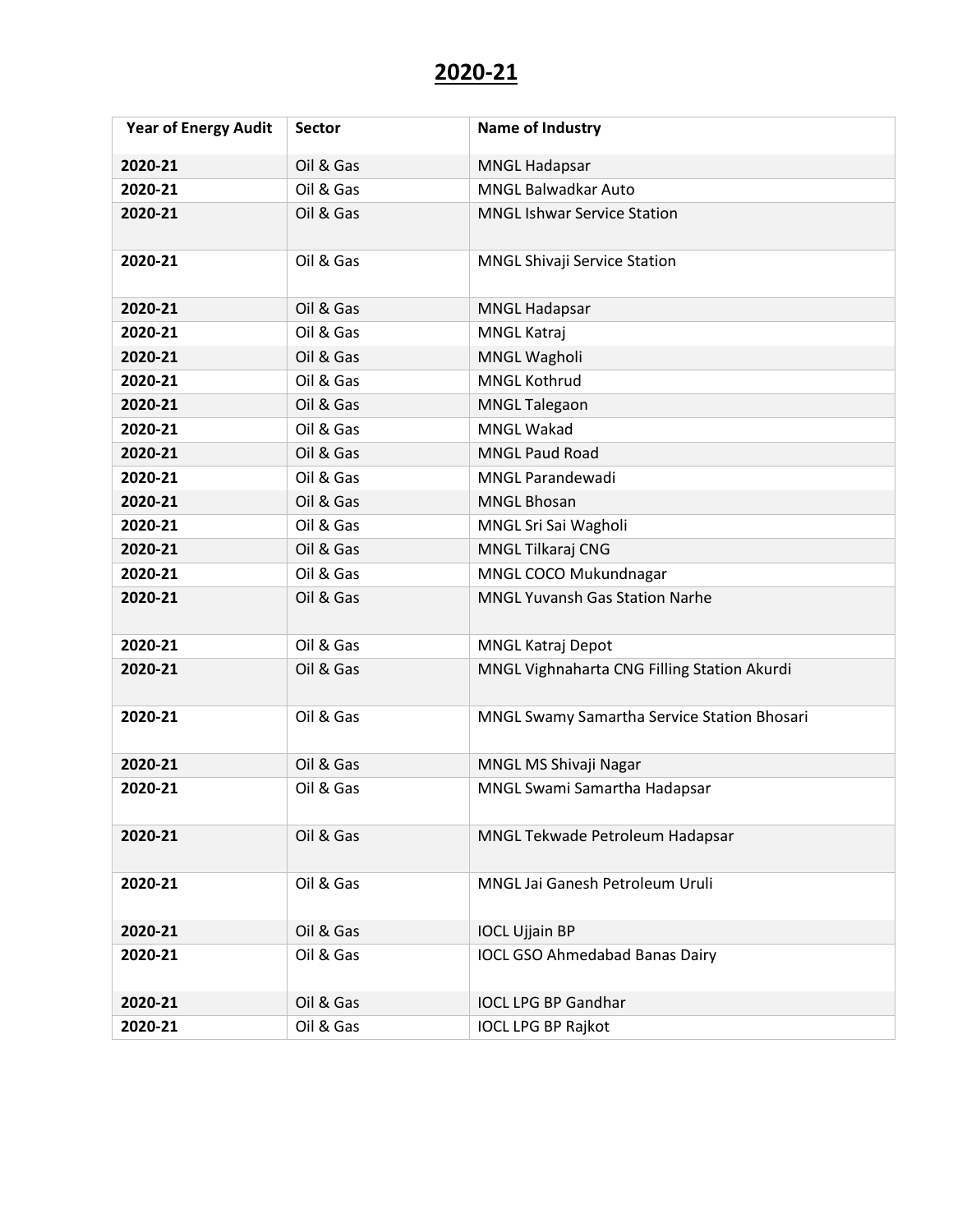# 2020-21

| Year of Energy Audit | Sector | Name of Industry |
|---|---|---|
| **2020-21** | Oil & Gas | MNGL Hadapsar |
| **2020-21** | Oil & Gas | MNGL Balwadkar Auto |
| **2020-21** | Oil & Gas | MNGL Ishwar Service Station |
| **2020-21** | Oil & Gas | MNGL Shivaji Service Station |
| **2020-21** | Oil & Gas | MNGL Hadapsar |
| **2020-21** | Oil & Gas | MNGL Katraj |
| **2020-21** | Oil & Gas | MNGL Wagholi |
| **2020-21** | Oil & Gas | MNGL Kothrud |
| **2020-21** | Oil & Gas | MNGL Talegaon |
| **2020-21** | Oil & Gas | MNGL Wakad |
| **2020-21** | Oil & Gas | MNGL Paud Road |
| **2020-21** | Oil & Gas | MNGL Parandewadi |
| **2020-21** | Oil & Gas | MNGL Bhosan |
| **2020-21** | Oil & Gas | MNGL Sri Sai Wagholi |
| **2020-21** | Oil & Gas | MNGL Tilkaraj CNG |
| **2020-21** | Oil & Gas | MNGL COCO Mukundnagar |
| **2020-21** | Oil & Gas | MNGL Yuvansh Gas Station Narhe |
| **2020-21** | Oil & Gas | MNGL Katraj Depot |
| **2020-21** | Oil & Gas | MNGL Vighnaharta CNG Filling Station Akurdi |
| **2020-21** | Oil & Gas | MNGL Swamy Samartha Service Station Bhosari |
| **2020-21** | Oil & Gas | MNGL MS Shivaji Nagar |
| **2020-21** | Oil & Gas | MNGL Swami Samartha Hadapsar |
| **2020-21** | Oil & Gas | MNGL Tekwade Petroleum Hadapsar |
| **2020-21** | Oil & Gas | MNGL Jai Ganesh Petroleum Uruli |
| **2020-21** | Oil & Gas | IOCL Ujjain BP |
| **2020-21** | Oil & Gas | IOCL GSO Ahmedabad Banas Dairy |
| **2020-21** | Oil & Gas | IOCL LPG BP Gandhar |
| **2020-21** | Oil & Gas | IOCL LPG BP Rajkot |